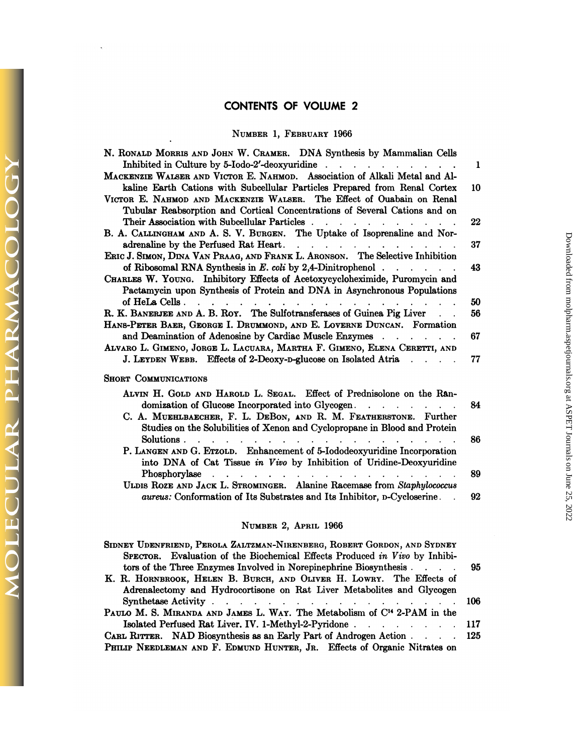# CONTENTS OF VOLUME 2

## NUMBER 1, FEBRUARY 1966

N. RONALD MORRIS AND JOHN W. CRAMER. DNA Synthesis by Mammalian Cells Inhibited in Culture by 5-Iodo-2'-deoxyuridine . . . . . . . . . . . . 1

MACKENZIE WALSER AND VICTOR E. NAHMOD. Association of Alkali Metal and Alkaline Earth Cations with Subcellular Particles Prepared from Renal Cortex 10

VICTOR E. NAHMOD AND MACKENZIE WALSER. The Effect of Ouabain on Renal Tubular Reabsorption and Cortical Concentrations of Several Cations and on Their Association with Subcellular Particles . . . . . . . . . . . . 22

B. A. CALLINGHAM AND A. S. V. BURGEN. The Uptake of Isoprenaline and Noradrenaline by the Perfused Rat Heart. . . . . . . . . . . . . . 37

ERIC J. SIMON, DINA VAN PRAAG, AND FRANK L. ARONSON. The Selective Inhibition of Ribosomal RNA Synthesis in *E. coli* by 2,4-Dinitrophenol . . . . . . 43

CHARLES W. YOUNG. Inhibitory Effects of Acetoxycycloheximide, Puromycin and Pactamycin upon Synthesis of Protein and DNA in Asynchronous Populations of HeLa Cells . . . . . . . . . . . . . . . . . . . . . 50

R. K. BANERJEE AND A. B. ROY. The Sulfotransferases of Guinea Pig Liver . . 56

HANS-PETER BAER, GEORGE I. DRUMMOND, AND E. LOVERNE DUNCAN. Formation and Deamination of Adenosine by Cardiac Muscle Enzymes . . . . . . . 67

ALVARO L. GIMENO, JORGE L. LACUARA, MARTHA F. GIMENO, ELENA CERETTI, AND J. LEYDEN WEBB. Effects of 2-Deoxy-D-glucose on Isolated Atria . . . . 77

### SHORT COMMUNICATIONS

ALVIN H. GOLD AND HAROLD L. SEGAL. Effect of Prednisolone on the Randomization of Glucose Incorporated into Glycogen. . . . . . . . . 84

C. A. MUEHLBAECHER, F. L. DEBON, AND R. M. FEATHERSTONE. Further Studies on the Solubilities of Xenon and Cyclopropane in Blood and Protein Solutions . . . . . . . . . . . . . . . . . . . . . . 86

P. LANGEN AND G. ETZOLD. Enhancement of 5-Iododeoxyuridine Incorporation into DNA of Cat Tissue *in Vivo* by Inhibition of Uridine-Deoxyuridine Phosphorylase . . . . . . . . . . . . . . . . . . . . 89

ULDIS ROZE AND JACK L. STROMINGER. Alanine Racemase from *Staphylococcus aureus:* Conformation of Its Substrates and Its Inhibitor, D-Cycloserine. . 92

## NUMBER 2, APRIL 1966

SIDNEY UDENFRIEND, PEROLA ZALTZMAN-NIRENBERG, ROBERT GORDON, AND SYDNEY SPECTOR. Evaluation of the Biochemical Effects Produced *in Vivo* by Inhibitors of the Three Enzymes Involved in Norepinephrine Biosynthesis . . . . 95

K. R. HORNBROOK, HELEN B. BURCH, AND OLIVER H. LOWRY. The Effects of Adrenalectomy and Hydrocortisone on Rat Liver Metabolites and Glycogen Synthetase Activity . . . . . . . . . . . . . . . . . . . . . 106

PAULO M. S. MIRANDA AND JAMES L. WAY. The Metabolism of $C^{14}$ 2-PAM in the Isolated Perfused Rat Liver. IV. 1-Methyl-2-Pyridone . . . . . . . . 117

CARL RITTER. NAD Biosynthesis as an Early Part of Androgen Action . . . . 125

PHILIP NEEDLEMAN AND F. EDMUND HUNTER, JR. Effects of Organic Nitrates on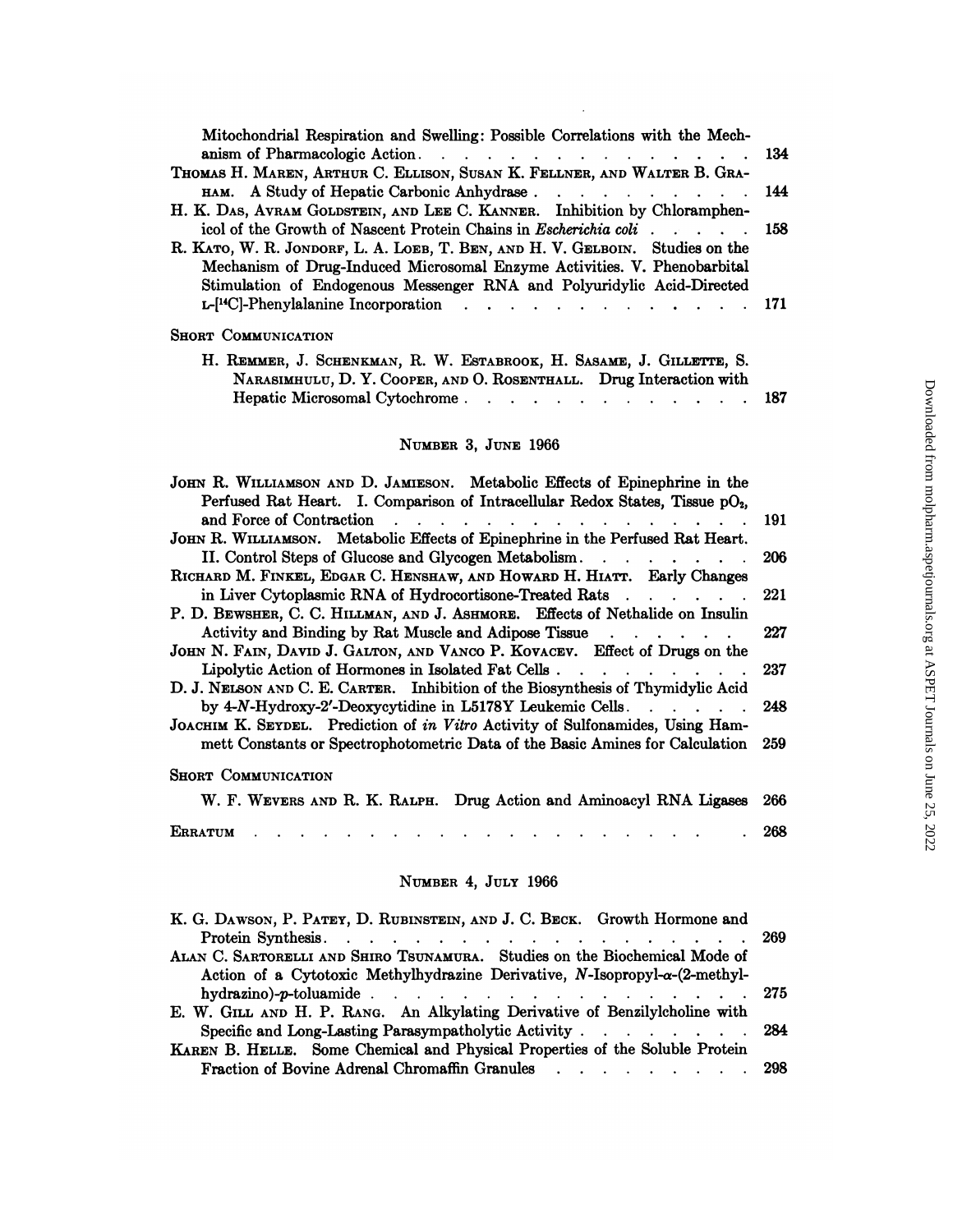Mitochondrial Respiration and Swelling: Possible Correlations with the Mechanism of Pharmacologic Action . . . . . . . . . . . . . . . . . . 134

THOMAS H. MAREN, ARTHUR C. ELLISON, SUSAN K. FELLNER, AND WALTER B. GRAHAM. A Study of Hepatic Carbonic Anhydrase . . . . . . . . . . 144

H. K. DAS, AVRAM GOLDSTEIN, AND LEE C. KANNER. Inhibition by Chloramphenicol of the Growth of Nascent Protein Chains in *Escherichia coli* . . . . . 158

R. KATO, W. R. JONDORF, L. A. LOEB, T. BEN, AND H. V. GELBOIN. Studies on the Mechanism of Drug-Induced Microsomal Enzyme Activities. V. Phenobarbital Stimulation of Endogenous Messenger RNA and Polyuridylic Acid-Directed L-[$^{14}$C]-Phenylalanine Incorporation . . . . . . . . . . . . . . 171

SHORT COMMUNICATION

H. REMMER, J. SCHENKMAN, R. W. ESTABROOK, H. SASAME, J. GILLETTE, S. NARASIMHULU, D. Y. COOPER, AND O. ROSENTHALL. Drug Interaction with Hepatic Microsomal Cytochrome . . . . . . . . . . . . . . 187

## NUMBER 3, JUNE 1966

JOHN R. WILLIAMSON AND D. JAMIESON. Metabolic Effects of Epinephrine in the Perfused Rat Heart. I. Comparison of Intracellular Redox States, Tissue $pO_2$, and Force of Contraction . . . . . . . . . . . . . . . . . . 191

JOHN R. WILLIAMSON. Metabolic Effects of Epinephrine in the Perfused Rat Heart. II. Control Steps of Glucose and Glycogen Metabolism. . . . . . . . . 206

RICHARD M. FINKEL, EDGAR C. HENSHAW, AND HOWARD H. HIATT. Early Changes in Liver Cytoplasmic RNA of Hydrocortisone-Treated Rats . . . . . . 221

P. D. BEWSHER, C. C. HILLMAN, AND J. ASHMORE. Effects of Nethalide on Insulin Activity and Binding by Rat Muscle and Adipose Tissue . . . . . . 227

JOHN N. FAIN, DAVID J. GALTON, AND VANCO P. KOVACEV. Effect of Drugs on the Lipolytic Action of Hormones in Isolated Fat Cells . . . . . . . . . 237

D. J. NELSON AND C. E. CARTER. Inhibition of the Biosynthesis of Thymidylic Acid by 4-*N*-Hydroxy-2′-Deoxycytidine in L5178Y Leukemic Cells. . . . . . 248

JOACHIM K. SEYDEL. Prediction of *in Vitro* Activity of Sulfonamides, Using Hammett Constants or Spectrophotometric Data of the Basic Amines for Calculation 259

SHORT COMMUNICATION

W. F. WEVERS AND R. K. RALPH. Drug Action and Aminoacyl RNA Ligases 266

ERRATUM . . . . . . . . . . . . . . . . . . . . . . . 268

## NUMBER 4, JULY 1966

K. G. DAWSON, P. PATEY, D. RUBINSTEIN, AND J. C. BECK. Growth Hormone and Protein Synthesis. . . . . . . . . . . . . . . . . . . . 269

ALAN C. SARTORELLI AND SHIRO TSUNAMURA. Studies on the Biochemical Mode of Action of a Cytotoxic Methylhydrazine Derivative, *N*-Isopropyl-$\alpha$-(2-methylhydrazino)-*p*-toluamide . . . . . . . . . . . . . . . . . . . 275

E. W. GILL AND H. P. RANG. An Alkylating Derivative of Benzilylcholine with Specific and Long-Lasting Parasympatholytic Activity . . . . . . . . 284

KAREN B. HELLE. Some Chemical and Physical Properties of the Soluble Protein Fraction of Bovine Adrenal Chromaffin Granules . . . . . . . . . 298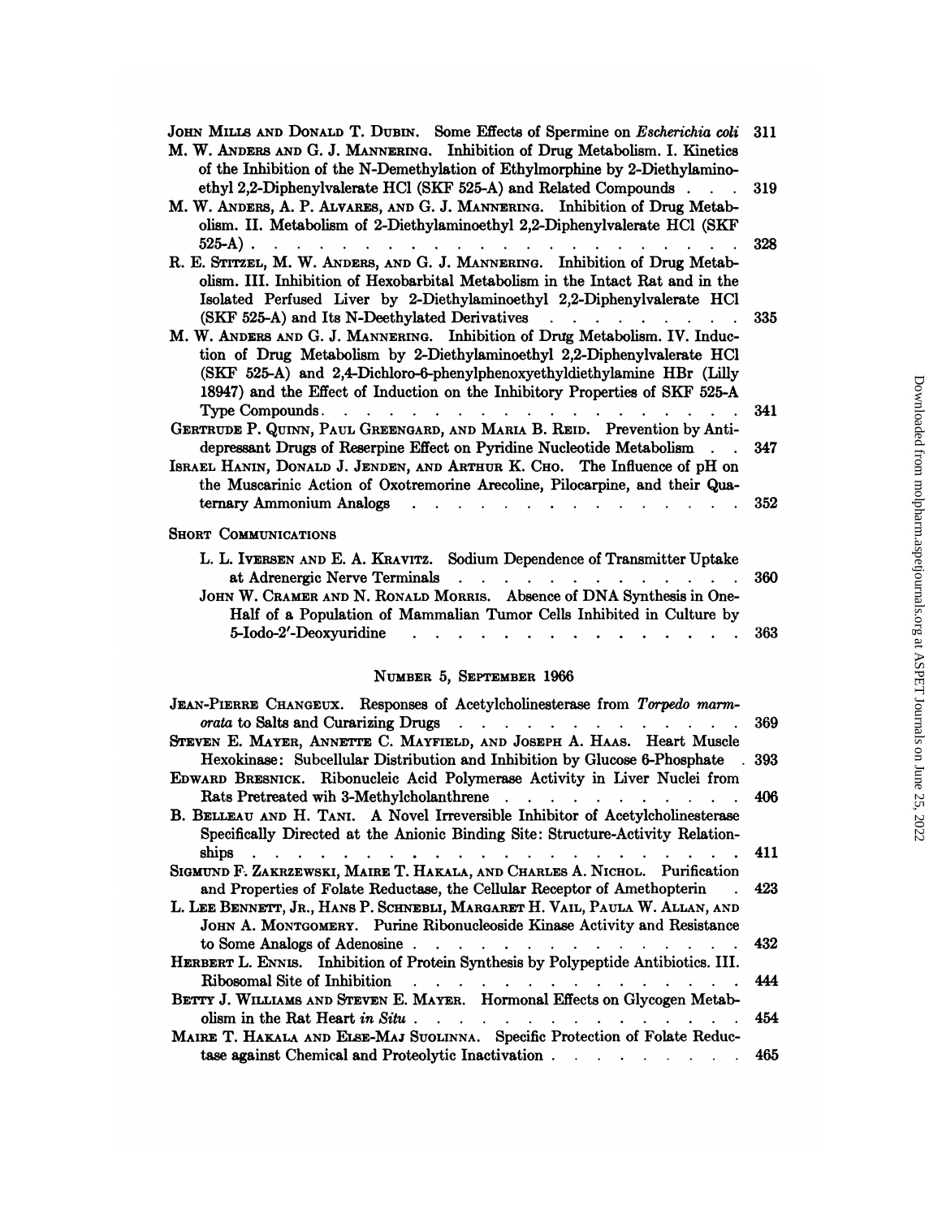JOHN MILLS AND DONALD T. DUBIN. Some Effects of Spermine on *Escherichia coli* 311

M. W. ANDERS AND G. J. MANNERING. Inhibition of Drug Metabolism. I. Kinetics of the Inhibition of the N-Demethylation of Ethylmorphine by 2-Diethylaminoethyl 2,2-Diphenylvalerate HCl (SKF 525-A) and Related Compounds . . . 319

M. W. ANDERS, A. P. ALVARES, AND G. J. MANNERING. Inhibition of Drug Metabolism. II. Metabolism of 2-Diethylaminoethyl 2,2-Diphenylvalerate HCl (SKF 525-A) . . . 328

R. E. STITZEL, M. W. ANDERS, AND G. J. MANNERING. Inhibition of Drug Metabolism. III. Inhibition of Hexobarbital Metabolism in the Intact Rat and in the Isolated Perfused Liver by 2-Diethylaminoethyl 2,2-Diphenylvalerate HCl (SKF 525-A) and Its N-Deethylated Derivatives . . . 335

M. W. ANDERS AND G. J. MANNERING. Inhibition of Drug Metabolism. IV. Induction of Drug Metabolism by 2-Diethylaminoethyl 2,2-Diphenylvalerate HCl (SKF 525-A) and 2,4-Dichloro-6-phenylphenoxyethyldiethylamine HBr (Lilly 18947) and the Effect of Induction on the Inhibitory Properties of SKF 525-A Type Compounds . . . 341

GERTRUDE P. QUINN, PAUL GREENGARD, AND MARIA B. REID. Prevention by Antidepressant Drugs of Reserpine Effect on Pyridine Nucleotide Metabolism . . . 347

ISRAEL HANIN, DONALD J. JENDEN, AND ARTHUR K. CHO. The Influence of pH on the Muscarinic Action of Oxotremorine Arecoline, Pilocarpine, and their Quaternary Ammonium Analogs . . . 352

## SHORT COMMUNICATIONS

L. L. IVERSEN AND E. A. KRAVITZ. Sodium Dependence of Transmitter Uptake at Adrenergic Nerve Terminals . . . 360

JOHN W. CRAMER AND N. RONALD MORRIS. Absence of DNA Synthesis in One-Half of a Population of Mammalian Tumor Cells Inhibited in Culture by 5-Iodo-2′-Deoxyuridine . . . 363

## NUMBER 5, SEPTEMBER 1966

JEAN-PIERRE CHANGEUX. Responses of Acetylcholinesterase from *Torpedo marmorata* to Salts and Curarizing Drugs . . . 369

STEVEN E. MAYER, ANNETTE C. MAYFIELD, AND JOSEPH A. HAAS. Heart Muscle Hexokinase: Subcellular Distribution and Inhibition by Glucose 6-Phosphate . 393

EDWARD BRESNICK. Ribonucleic Acid Polymerase Activity in Liver Nuclei from Rats Pretreated wih 3-Methylcholanthrene . . . 406

B. BELLEAU AND H. TANI. A Novel Irreversible Inhibitor of Acetylcholinesterase Specifically Directed at the Anionic Binding Site: Structure-Activity Relationships . . . 411

SIGMUND F. ZAKRZEWSKI, MAIRE T. HAKALA, AND CHARLES A. NICHOL. Purification and Properties of Folate Reductase, the Cellular Receptor of Amethopterin . 423

L. LEE BENNETT, JR., HANS P. SCHNEBLI, MARGARET H. VAIL, PAULA W. ALLAN, AND JOHN A. MONTGOMERY. Purine Ribonucleoside Kinase Activity and Resistance to Some Analogs of Adenosine . . . 432

HERBERT L. ENNIS. Inhibition of Protein Synthesis by Polypeptide Antibiotics. III. Ribosomal Site of Inhibition . . . 444

BETTY J. WILLIAMS AND STEVEN E. MAYER. Hormonal Effects on Glycogen Metabolism in the Rat Heart *in Situ* . . . 454

MAIRE T. HAKALA AND ELSE-MAJ SUOLINNA. Specific Protection of Folate Reductase against Chemical and Proteolytic Inactivation . . . 465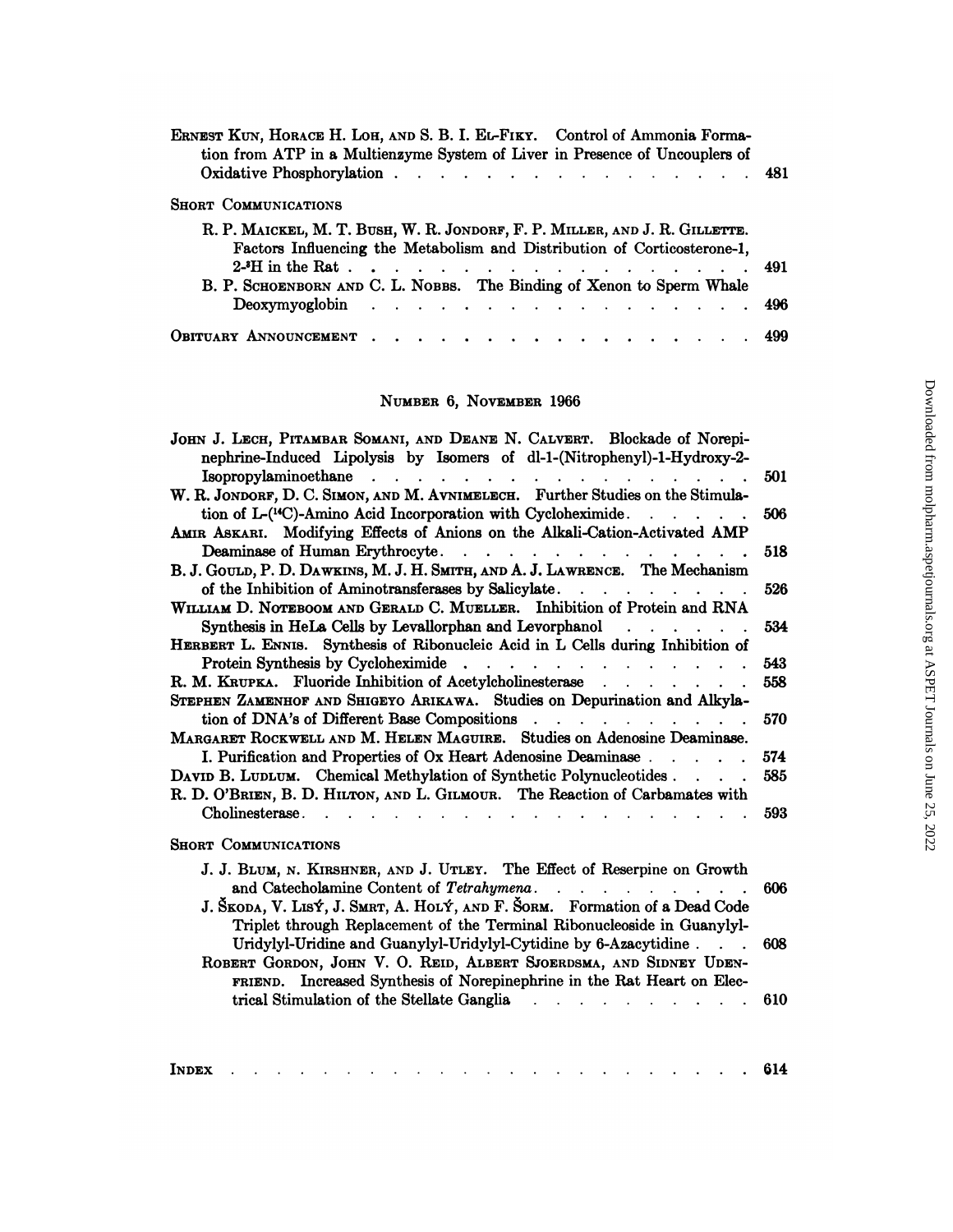Ernest Kun, Horace H. Loh, and S. B. I. El-Fiky. Control of Ammonia Formation from ATP in a Multienzyme System of Liver in Presence of Uncouplers of Oxidative Phosphorylation . . . . . . . . . . . . . . . . . . 481

Short Communications

R. P. Maickel, M. T. Bush, W. R. Jondorf, F. P. Miller, and J. R. Gillette. Factors Influencing the Metabolism and Distribution of Corticosterone-1, 2-$^{3}$H in the Rat . . . . . . . . . . . . . . . . . . . . 491

B. P. Schoenborn and C. L. Nobbs. The Binding of Xenon to Sperm Whale Deoxymyoglobin . . . . . . . . . . . . . . . . . . . 496

Obituary Announcement . . . . . . . . . . . . . . . . . . . . 499

## Number 6, November 1966

John J. Lech, Pitambar Somani, and Deane N. Calvert. Blockade of Norepinephrine-Induced Lipolysis by Isomers of dl-1-(Nitrophenyl)-1-Hydroxy-2-Isopropylaminoethane . . . . . . . . . . . . . . . . . . . . 501

W. R. Jondorf, D. C. Simon, and M. Avnimelech. Further Studies on the Stimulation of L-($^{14}$C)-Amino Acid Incorporation with Cycloheximide. . . . . . 506

Amir Askari. Modifying Effects of Anions on the Alkali-Cation-Activated AMP Deaminase of Human Erythrocyte. . . . . . . . . . . . . . . 518

B. J. Gould, P. D. Dawkins, M. J. H. Smith, and A. J. Lawrence. The Mechanism of the Inhibition of Aminotransferases by Salicylate. . . . . . . . . . 526

William D. Noteboom and Gerald C. Mueller. Inhibition of Protein and RNA Synthesis in HeLa Cells by Levallorphan and Levorphanol . . . . . . . 534

Herbert L. Ennis. Synthesis of Ribonucleic Acid in L Cells during Inhibition of Protein Synthesis by Cycloheximide . . . . . . . . . . . . . . 543

R. M. Krupka. Fluoride Inhibition of Acetylcholinesterase . . . . . . . . 558

Stephen Zamenhof and Shigeyo Arikawa. Studies on Depurination and Alkylation of DNA's of Different Base Compositions . . . . . . . . . . . 570

Margaret Rockwell and M. Helen Maguire. Studies on Adenosine Deaminase. I. Purification and Properties of Ox Heart Adenosine Deaminase . . . . . 574

David B. Ludlum. Chemical Methylation of Synthetic Polynucleotides . . . . 585

R. D. O'Brien, B. D. Hilton, and L. Gilmour. The Reaction of Carbamates with Cholinesterase. . . . . . . . . . . . . . . . . . . . . 593

Short Communications

J. J. Blum, N. Kirshner, and J. Utley. The Effect of Reserpine on Growth and Catecholamine Content of *Tetrahymena*. . . . . . . . . . . . 606

J. Škoda, V. Lisý, J. Smrt, A. Holý, and F. Šorm. Formation of a Dead Code Triplet through Replacement of the Terminal Ribonucleoside in Guanylyl-Uridylyl-Uridine and Guanylyl-Uridylyl-Cytidine by 6-Azacytidine . . . 608

Robert Gordon, John V. O. Reid, Albert Sjoerdsma, and Sidney Udenfriend. Increased Synthesis of Norepinephrine in the Rat Heart on Electrical Stimulation of the Stellate Ganglia . . . . . . . . . . . 610

Index . . . . . . . . . . . . . . . . . . . . . . . . 614